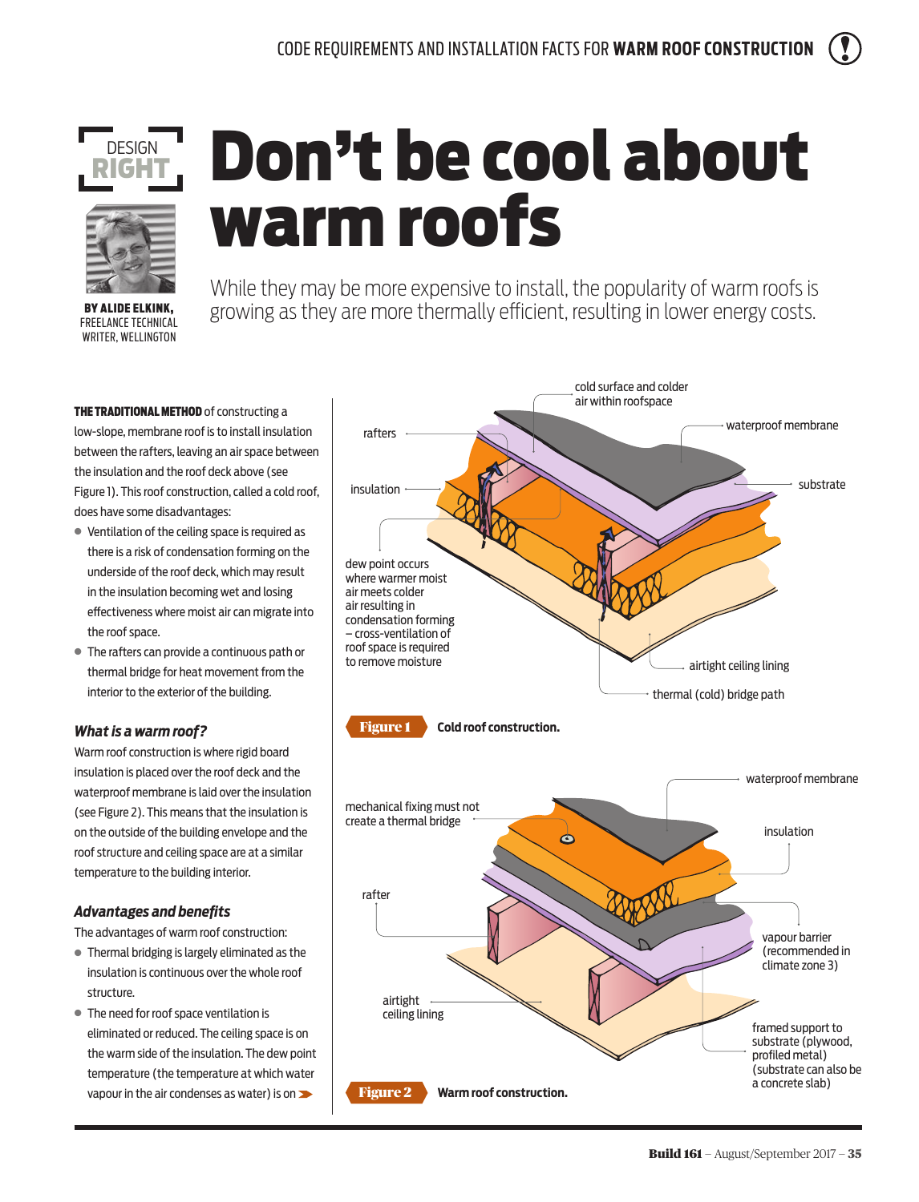DESIGN RIGHT

# Don't be cool about warm roofs

**BY ALIDE ELKINK,** FREELANCE TECHNICAL WRITER, WELLINGTON

While they may be more expensive to install, the popularity of warm roofs is growing as they are more thermally efficient, resulting in lower energy costs.

**THE TRADITIONAL METHOD** of constructing a low-slope, membrane roof is to install insulation between the rafters, leaving an air space between the insulation and the roof deck above (see Figure 1). This roof construction, called a cold roof, does have some disadvantages:

- Ventilation of the ceiling space is required as there is a risk of condensation forming on the underside of the roof deck, which may result in the insulation becoming wet and losing effectiveness where moist air can migrate into the roof space.
- The rafters can provide a continuous path or thermal bridge for heat movement from the interior to the exterior of the building.

### *What is a warm roof?*

Warm roof construction is where rigid board insulation is placed over the roof deck and the waterproof membrane is laid over the insulation (see Figure 2). This means that the insulation is on the outside of the building envelope and the roof structure and ceiling space are at a similar temperature to the building interior.

### *Advantages and benefits*

The advantages of warm roof construction:

- Thermal bridging is largely eliminated as the insulation is continuous over the whole roof structure.
- The need for roof space ventilation is eliminated or reduced. The ceiling space is on the warm side of the insulation. The dew point temperature (the temperature at which water vapour in the air condenses as water) is on ➤

cold surface and colder air within roofspace

waterproof membrane

rafters

substrate

insulation

dew point occurs where warmer moist air meets colder air resulting in condensation forming – cross-ventilation of roof space is required to remove moisture

airtight ceiling lining

thermal (cold) bridge path

**Figure 1** Cold roof construction.

waterproof membrane

mechanical fixing must not create a thermal bridge

insulation

rafter

vapour barrier (recommended in climate zone 3)

airtight ceiling lining

framed support to substrate (plywood, profiled metal) (substrate can also be a concrete slab)

**Figure 2** Warm roof construction.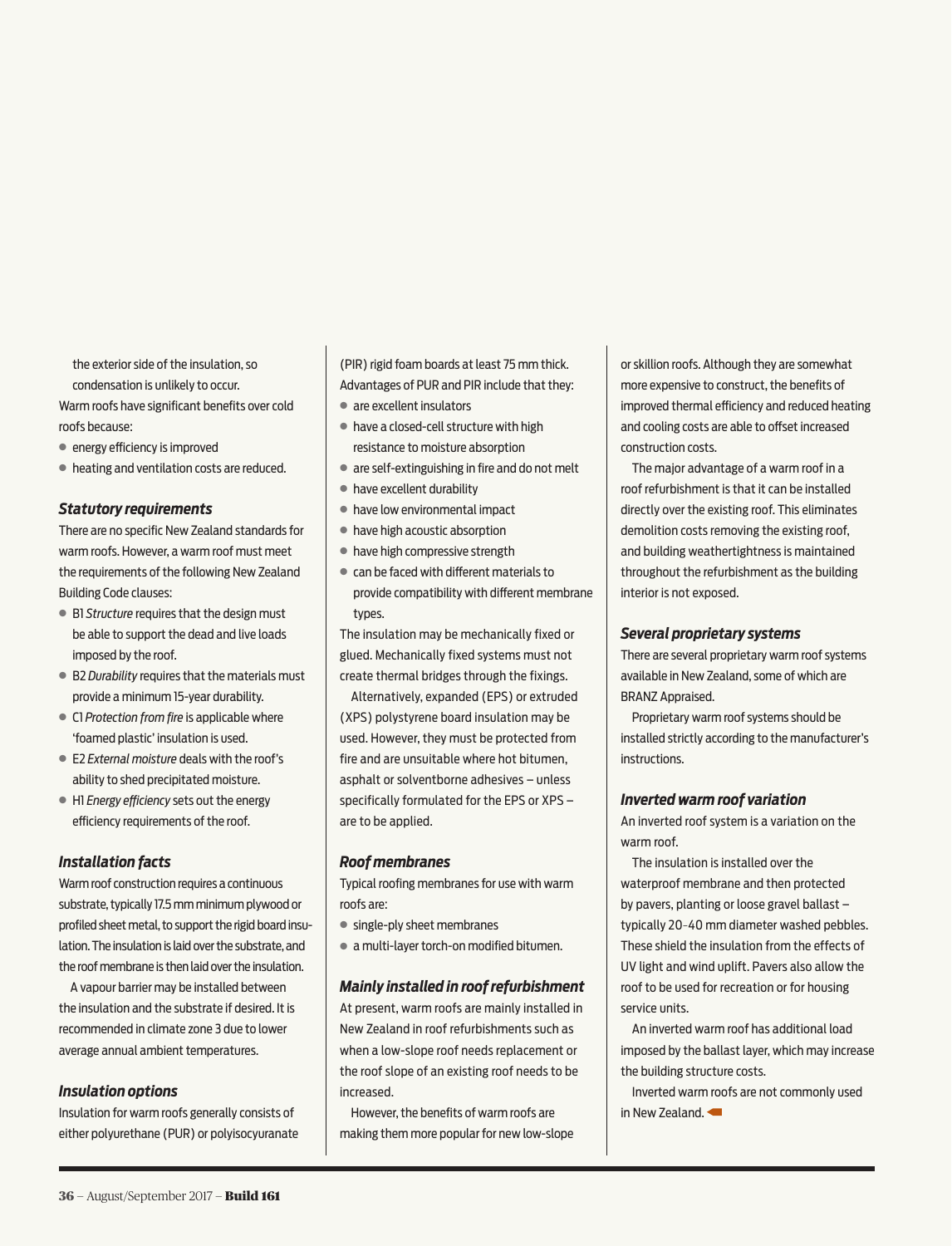the exterior side of the insulation, so condensation is unlikely to occur.

Warm roofs have significant benefits over cold roofs because:

- energy efficiency is improved
- heating and ventilation costs are reduced.

### *Statutory requirements*

There are no specific New Zealand standards for warm roofs. However, a warm roof must meet the requirements of the following New Zealand Building Code clauses:

- B1 *Structure* requires that the design must be able to support the dead and live loads imposed by the roof.
- B2 *Durability* requires that the materials must provide a minimum 15-year durability.
- C1 *Protection from fire* is applicable where 'foamed plastic' insulation is used.
- E2 *External moisture* deals with the roof's ability to shed precipitated moisture.
- H1 *Energy efficiency* sets out the energy efficiency requirements of the roof.

### *Installation facts*

Warm roof construction requires a continuous substrate, typically 17.5 mm minimum plywood or profiled sheet metal, to support the rigid board insulation. The insulation is laid over the substrate, and the roof membrane is then laid over the insulation.

A vapour barrier may be installed between the insulation and the substrate if desired. It is recommended in climate zone 3 due to lower average annual ambient temperatures.

### *Insulation options*

Insulation for warm roofs generally consists of either polyurethane (PUR) or polyisocyuranate (PIR) rigid foam boards at least 75 mm thick. Advantages of PUR and PIR include that they:

- are excellent insulators
- have a closed-cell structure with high resistance to moisture absorption
- are self-extinguishing in fire and do not melt
- have excellent durability
- have low environmental impact
- have high acoustic absorption
- have high compressive strength
- can be faced with different materials to provide compatibility with different membrane types.

The insulation may be mechanically fixed or glued. Mechanically fixed systems must not create thermal bridges through the fixings.

Alternatively, expanded (EPS) or extruded (XPS) polystyrene board insulation may be used. However, they must be protected from fire and are unsuitable where hot bitumen, asphalt or solventborne adhesives – unless specifically formulated for the EPS or XPS – are to be applied.

### *Roof membranes*

Typical roofing membranes for use with warm roofs are:

- single-ply sheet membranes
- a multi-layer torch-on modified bitumen.

### *Mainly installed in roof refurbishment*

At present, warm roofs are mainly installed in New Zealand in roof refurbishments such as when a low-slope roof needs replacement or the roof slope of an existing roof needs to be increased.

However, the benefits of warm roofs are making them more popular for new low-slope or skillion roofs. Although they are somewhat more expensive to construct, the benefits of improved thermal efficiency and reduced heating and cooling costs are able to offset increased construction costs.

The major advantage of a warm roof in a roof refurbishment is that it can be installed directly over the existing roof. This eliminates demolition costs removing the existing roof, and building weathertightness is maintained throughout the refurbishment as the building interior is not exposed.

### *Several proprietary systems*

There are several proprietary warm roof systems available in New Zealand, some of which are BRANZ Appraised.

Proprietary warm roof systems should be installed strictly according to the manufacturer's instructions.

### *Inverted warm roof variation*

An inverted roof system is a variation on the warm roof.

The insulation is installed over the waterproof membrane and then protected by pavers, planting or loose gravel ballast – typically 20–40 mm diameter washed pebbles. These shield the insulation from the effects of UV light and wind uplift. Pavers also allow the roof to be used for recreation or for housing service units.

An inverted warm roof has additional load imposed by the ballast layer, which may increase the building structure costs.

Inverted warm roofs are not commonly used in New Zealand.